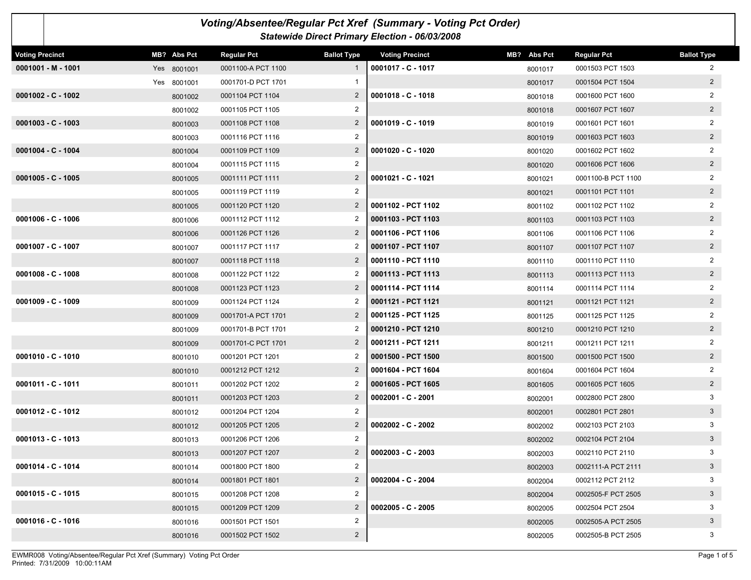# Voting/Absentee/Regular Pct Xref (Summary - Voting Pct Order)

## Statewide Direct Primary Election - 06/03/2008

| Voting Precinct | MB? | Abs Pct | Regular Pct | Ballot Type |
|---|---|---|---|---|
| **0001001 - M - 1001** | Yes | 8001001 | 0001100-A PCT 1100 | 1 |
| | Yes | 8001001 | 0001701-D PCT 1701 | 1 |
| **0001002 - C - 1002** | | 8001002 | 0001104 PCT 1104 | 2 |
| | | 8001002 | 0001105 PCT 1105 | 2 |
| **0001003 - C - 1003** | | 8001003 | 0001108 PCT 1108 | 2 |
| | | 8001003 | 0001116 PCT 1116 | 2 |
| **0001004 - C - 1004** | | 8001004 | 0001109 PCT 1109 | 2 |
| | | 8001004 | 0001115 PCT 1115 | 2 |
| **0001005 - C - 1005** | | 8001005 | 0001111 PCT 1111 | 2 |
| | | 8001005 | 0001119 PCT 1119 | 2 |
| | | 8001005 | 0001120 PCT 1120 | 2 |
| **0001006 - C - 1006** | | 8001006 | 0001112 PCT 1112 | 2 |
| | | 8001006 | 0001126 PCT 1126 | 2 |
| **0001007 - C - 1007** | | 8001007 | 0001117 PCT 1117 | 2 |
| | | 8001007 | 0001118 PCT 1118 | 2 |
| **0001008 - C - 1008** | | 8001008 | 0001122 PCT 1122 | 2 |
| | | 8001008 | 0001123 PCT 1123 | 2 |
| **0001009 - C - 1009** | | 8001009 | 0001124 PCT 1124 | 2 |
| | | 8001009 | 0001701-A PCT 1701 | 2 |
| | | 8001009 | 0001701-B PCT 1701 | 2 |
| | | 8001009 | 0001701-C PCT 1701 | 2 |
| **0001010 - C - 1010** | | 8001010 | 0001201 PCT 1201 | 2 |
| | | 8001010 | 0001212 PCT 1212 | 2 |
| **0001011 - C - 1011** | | 8001011 | 0001202 PCT 1202 | 2 |
| | | 8001011 | 0001203 PCT 1203 | 2 |
| **0001012 - C - 1012** | | 8001012 | 0001204 PCT 1204 | 2 |
| | | 8001012 | 0001205 PCT 1205 | 2 |
| **0001013 - C - 1013** | | 8001013 | 0001206 PCT 1206 | 2 |
| | | 8001013 | 0001207 PCT 1207 | 2 |
| **0001014 - C - 1014** | | 8001014 | 0001800 PCT 1800 | 2 |
| | | 8001014 | 0001801 PCT 1801 | 2 |
| **0001015 - C - 1015** | | 8001015 | 0001208 PCT 1208 | 2 |
| | | 8001015 | 0001209 PCT 1209 | 2 |
| **0001016 - C - 1016** | | 8001016 | 0001501 PCT 1501 | 2 |
| | | 8001016 | 0001502 PCT 1502 | 2 |
| **0001017 - C - 1017** | | 8001017 | 0001503 PCT 1503 | 2 |
| | | 8001017 | 0001504 PCT 1504 | 2 |
| **0001018 - C - 1018** | | 8001018 | 0001600 PCT 1600 | 2 |
| | | 8001018 | 0001607 PCT 1607 | 2 |
| **0001019 - C - 1019** | | 8001019 | 0001601 PCT 1601 | 2 |
| | | 8001019 | 0001603 PCT 1603 | 2 |
| **0001020 - C - 1020** | | 8001020 | 0001602 PCT 1602 | 2 |
| | | 8001020 | 0001606 PCT 1606 | 2 |
| **0001021 - C - 1021** | | 8001021 | 0001100-B PCT 1100 | 2 |
| | | 8001021 | 0001101 PCT 1101 | 2 |
| **0001102 - PCT 1102** | | 8001102 | 0001102 PCT 1102 | 2 |
| **0001103 - PCT 1103** | | 8001103 | 0001103 PCT 1103 | 2 |
| **0001106 - PCT 1106** | | 8001106 | 0001106 PCT 1106 | 2 |
| **0001107 - PCT 1107** | | 8001107 | 0001107 PCT 1107 | 2 |
| **0001110 - PCT 1110** | | 8001110 | 0001110 PCT 1110 | 2 |
| **0001113 - PCT 1113** | | 8001113 | 0001113 PCT 1113 | 2 |
| **0001114 - PCT 1114** | | 8001114 | 0001114 PCT 1114 | 2 |
| **0001121 - PCT 1121** | | 8001121 | 0001121 PCT 1121 | 2 |
| **0001125 - PCT 1125** | | 8001125 | 0001125 PCT 1125 | 2 |
| **0001210 - PCT 1210** | | 8001210 | 0001210 PCT 1210 | 2 |
| **0001211 - PCT 1211** | | 8001211 | 0001211 PCT 1211 | 2 |
| **0001500 - PCT 1500** | | 8001500 | 0001500 PCT 1500 | 2 |
| **0001604 - PCT 1604** | | 8001604 | 0001604 PCT 1604 | 2 |
| **0001605 - PCT 1605** | | 8001605 | 0001605 PCT 1605 | 2 |
| **0002001 - C - 2001** | | 8002001 | 0002800 PCT 2800 | 3 |
| | | 8002001 | 0002801 PCT 2801 | 3 |
| **0002002 - C - 2002** | | 8002002 | 0002103 PCT 2103 | 3 |
| | | 8002002 | 0002104 PCT 2104 | 3 |
| **0002003 - C - 2003** | | 8002003 | 0002110 PCT 2110 | 3 |
| | | 8002003 | 0002111-A PCT 2111 | 3 |
| **0002004 - C - 2004** | | 8002004 | 0002112 PCT 2112 | 3 |
| | | 8002004 | 0002505-F PCT 2505 | 3 |
| **0002005 - C - 2005** | | 8002005 | 0002504 PCT 2504 | 3 |
| | | 8002005 | 0002505-A PCT 2505 | 3 |
| | | 8002005 | 0002505-B PCT 2505 | 3 |

EWMR008 Voting/Absentee/Regular Pct Xref (Summary) Voting Pct Order
Printed: 7/31/2009 10:00:11AM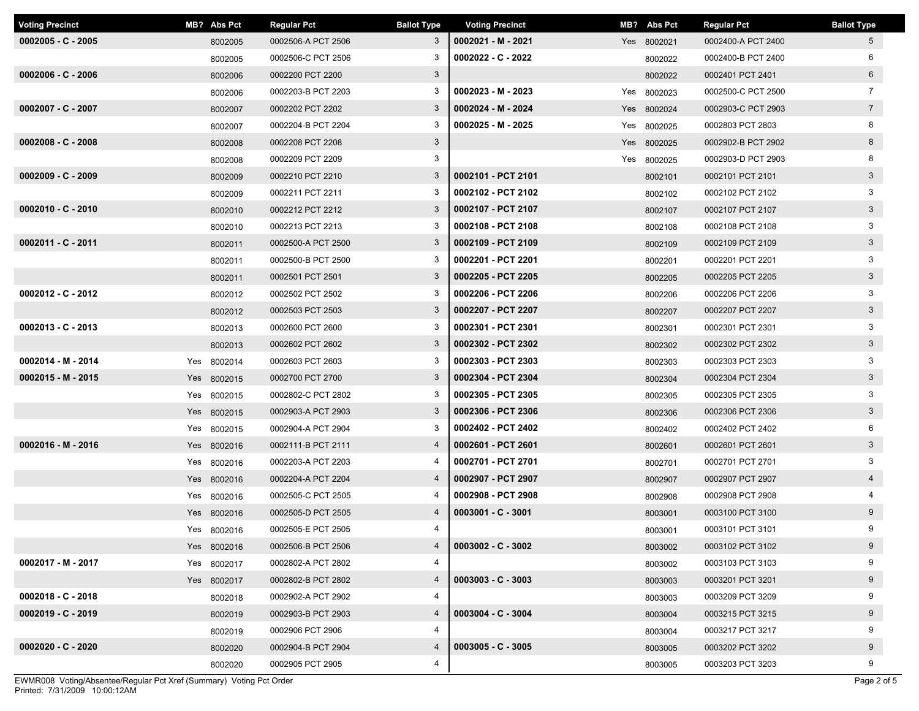| Voting Precinct | MB? | Abs Pct | Regular Pct | Ballot Type |
|---|---|---|---|---|
| **0002005 - C - 2005** | | 8002005 | 0002506-A PCT 2506 | 3 |
| | | 8002005 | 0002506-C PCT 2506 | 3 |
| **0002006 - C - 2006** | | 8002006 | 0002200 PCT 2200 | 3 |
| | | 8002006 | 0002203-B PCT 2203 | 3 |
| **0002007 - C - 2007** | | 8002007 | 0002202 PCT 2202 | 3 |
| | | 8002007 | 0002204-B PCT 2204 | 3 |
| **0002008 - C - 2008** | | 8002008 | 0002208 PCT 2208 | 3 |
| | | 8002008 | 0002209 PCT 2209 | 3 |
| **0002009 - C - 2009** | | 8002009 | 0002210 PCT 2210 | 3 |
| | | 8002009 | 0002211 PCT 2211 | 3 |
| **0002010 - C - 2010** | | 8002010 | 0002212 PCT 2212 | 3 |
| | | 8002010 | 0002213 PCT 2213 | 3 |
| **0002011 - C - 2011** | | 8002011 | 0002500-A PCT 2500 | 3 |
| | | 8002011 | 0002500-B PCT 2500 | 3 |
| | | 8002011 | 0002501 PCT 2501 | 3 |
| **0002012 - C - 2012** | | 8002012 | 0002502 PCT 2502 | 3 |
| | | 8002012 | 0002503 PCT 2503 | 3 |
| **0002013 - C - 2013** | | 8002013 | 0002600 PCT 2600 | 3 |
| | | 8002013 | 0002602 PCT 2602 | 3 |
| **0002014 - M - 2014** | Yes | 8002014 | 0002603 PCT 2603 | 3 |
| **0002015 - M - 2015** | Yes | 8002015 | 0002700 PCT 2700 | 3 |
| | Yes | 8002015 | 0002802-C PCT 2802 | 3 |
| | Yes | 8002015 | 0002903-A PCT 2903 | 3 |
| | Yes | 8002015 | 0002904-A PCT 2904 | 3 |
| **0002016 - M - 2016** | Yes | 8002016 | 0002111-B PCT 2111 | 4 |
| | Yes | 8002016 | 0002203-A PCT 2203 | 4 |
| | Yes | 8002016 | 0002204-A PCT 2204 | 4 |
| | Yes | 8002016 | 0002505-C PCT 2505 | 4 |
| | Yes | 8002016 | 0002505-D PCT 2505 | 4 |
| | Yes | 8002016 | 0002505-E PCT 2505 | 4 |
| | Yes | 8002016 | 0002506-B PCT 2506 | 4 |
| **0002017 - M - 2017** | Yes | 8002017 | 0002802-A PCT 2802 | 4 |
| | Yes | 8002017 | 0002802-B PCT 2802 | 4 |
| **0002018 - C - 2018** | | 8002018 | 0002902-A PCT 2902 | 4 |
| **0002019 - C - 2019** | | 8002019 | 0002903-B PCT 2903 | 4 |
| | | 8002019 | 0002906 PCT 2906 | 4 |
| **0002020 - C - 2020** | | 8002020 | 0002904-B PCT 2904 | 4 |
| | | 8002020 | 0002905 PCT 2905 | 4 |
| **0002021 - M - 2021** | Yes | 8002021 | 0002400-A PCT 2400 | 5 |
| **0002022 - C - 2022** | | 8002022 | 0002400-B PCT 2400 | 6 |
| | | 8002022 | 0002401 PCT 2401 | 6 |
| **0002023 - M - 2023** | Yes | 8002023 | 0002500-C PCT 2500 | 7 |
| **0002024 - M - 2024** | Yes | 8002024 | 0002903-C PCT 2903 | 7 |
| **0002025 - M - 2025** | Yes | 8002025 | 0002803 PCT 2803 | 8 |
| | Yes | 8002025 | 0002902-B PCT 2902 | 8 |
| | Yes | 8002025 | 0002903-D PCT 2903 | 8 |
| **0002101 - PCT 2101** | | 8002101 | 0002101 PCT 2101 | 3 |
| **0002102 - PCT 2102** | | 8002102 | 0002102 PCT 2102 | 3 |
| **0002107 - PCT 2107** | | 8002107 | 0002107 PCT 2107 | 3 |
| **0002108 - PCT 2108** | | 8002108 | 0002108 PCT 2108 | 3 |
| **0002109 - PCT 2109** | | 8002109 | 0002109 PCT 2109 | 3 |
| **0002201 - PCT 2201** | | 8002201 | 0002201 PCT 2201 | 3 |
| **0002205 - PCT 2205** | | 8002205 | 0002205 PCT 2205 | 3 |
| **0002206 - PCT 2206** | | 8002206 | 0002206 PCT 2206 | 3 |
| **0002207 - PCT 2207** | | 8002207 | 0002207 PCT 2207 | 3 |
| **0002301 - PCT 2301** | | 8002301 | 0002301 PCT 2301 | 3 |
| **0002302 - PCT 2302** | | 8002302 | 0002302 PCT 2302 | 3 |
| **0002303 - PCT 2303** | | 8002303 | 0002303 PCT 2303 | 3 |
| **0002304 - PCT 2304** | | 8002304 | 0002304 PCT 2304 | 3 |
| **0002305 - PCT 2305** | | 8002305 | 0002305 PCT 2305 | 3 |
| **0002306 - PCT 2306** | | 8002306 | 0002306 PCT 2306 | 3 |
| **0002402 - PCT 2402** | | 8002402 | 0002402 PCT 2402 | 6 |
| **0002601 - PCT 2601** | | 8002601 | 0002601 PCT 2601 | 3 |
| **0002701 - PCT 2701** | | 8002701 | 0002701 PCT 2701 | 3 |
| **0002907 - PCT 2907** | | 8002907 | 0002907 PCT 2907 | 4 |
| **0002908 - PCT 2908** | | 8002908 | 0002908 PCT 2908 | 4 |
| **0003001 - C - 3001** | | 8003001 | 0003100 PCT 3100 | 9 |
| | | 8003001 | 0003101 PCT 3101 | 9 |
| **0003002 - C - 3002** | | 8003002 | 0003102 PCT 3102 | 9 |
| | | 8003002 | 0003103 PCT 3103 | 9 |
| **0003003 - C - 3003** | | 8003003 | 0003201 PCT 3201 | 9 |
| | | 8003003 | 0003209 PCT 3209 | 9 |
| **0003004 - C - 3004** | | 8003004 | 0003215 PCT 3215 | 9 |
| | | 8003004 | 0003217 PCT 3217 | 9 |
| **0003005 - C - 3005** | | 8003005 | 0003202 PCT 3202 | 9 |
| | | 8003005 | 0003203 PCT 3203 | 9 |

EWMR008 Voting/Absentee/Regular Pct Xref (Summary) Voting Pct Order
Printed: 7/31/2009 10:00:12AM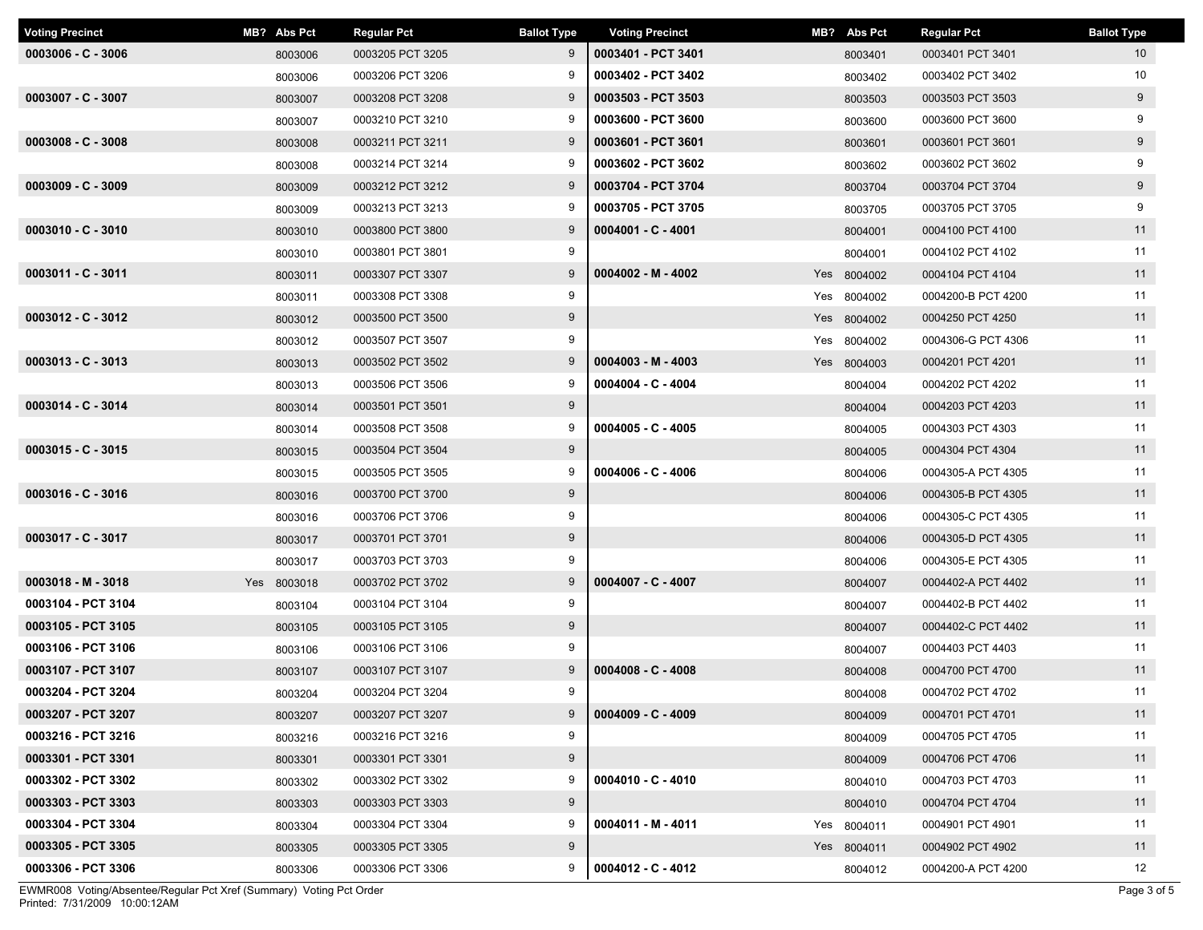| Voting Precinct | MB? | Abs Pct | Regular Pct | Ballot Type |
|---|---|---|---|---|
| 0003006 - C - 3006 | | 8003006 | 0003205 PCT 3205 | 9 |
| | | 8003006 | 0003206 PCT 3206 | 9 |
| 0003007 - C - 3007 | | 8003007 | 0003208 PCT 3208 | 9 |
| | | 8003007 | 0003210 PCT 3210 | 9 |
| 0003008 - C - 3008 | | 8003008 | 0003211 PCT 3211 | 9 |
| | | 8003008 | 0003214 PCT 3214 | 9 |
| 0003009 - C - 3009 | | 8003009 | 0003212 PCT 3212 | 9 |
| | | 8003009 | 0003213 PCT 3213 | 9 |
| 0003010 - C - 3010 | | 8003010 | 0003800 PCT 3800 | 9 |
| | | 8003010 | 0003801 PCT 3801 | 9 |
| 0003011 - C - 3011 | | 8003011 | 0003307 PCT 3307 | 9 |
| | | 8003011 | 0003308 PCT 3308 | 9 |
| 0003012 - C - 3012 | | 8003012 | 0003500 PCT 3500 | 9 |
| | | 8003012 | 0003507 PCT 3507 | 9 |
| 0003013 - C - 3013 | | 8003013 | 0003502 PCT 3502 | 9 |
| | | 8003013 | 0003506 PCT 3506 | 9 |
| 0003014 - C - 3014 | | 8003014 | 0003501 PCT 3501 | 9 |
| | | 8003014 | 0003508 PCT 3508 | 9 |
| 0003015 - C - 3015 | | 8003015 | 0003504 PCT 3504 | 9 |
| | | 8003015 | 0003505 PCT 3505 | 9 |
| 0003016 - C - 3016 | | 8003016 | 0003700 PCT 3700 | 9 |
| | | 8003016 | 0003706 PCT 3706 | 9 |
| 0003017 - C - 3017 | | 8003017 | 0003701 PCT 3701 | 9 |
| | | 8003017 | 0003703 PCT 3703 | 9 |
| 0003018 - M - 3018 | Yes | 8003018 | 0003702 PCT 3702 | 9 |
| 0003104 - PCT 3104 | | 8003104 | 0003104 PCT 3104 | 9 |
| 0003105 - PCT 3105 | | 8003105 | 0003105 PCT 3105 | 9 |
| 0003106 - PCT 3106 | | 8003106 | 0003106 PCT 3106 | 9 |
| 0003107 - PCT 3107 | | 8003107 | 0003107 PCT 3107 | 9 |
| 0003204 - PCT 3204 | | 8003204 | 0003204 PCT 3204 | 9 |
| 0003207 - PCT 3207 | | 8003207 | 0003207 PCT 3207 | 9 |
| 0003216 - PCT 3216 | | 8003216 | 0003216 PCT 3216 | 9 |
| 0003301 - PCT 3301 | | 8003301 | 0003301 PCT 3301 | 9 |
| 0003302 - PCT 3302 | | 8003302 | 0003302 PCT 3302 | 9 |
| 0003303 - PCT 3303 | | 8003303 | 0003303 PCT 3303 | 9 |
| 0003304 - PCT 3304 | | 8003304 | 0003304 PCT 3304 | 9 |
| 0003305 - PCT 3305 | | 8003305 | 0003305 PCT 3305 | 9 |
| 0003306 - PCT 3306 | | 8003306 | 0003306 PCT 3306 | 9 |
| 0003401 - PCT 3401 | | 8003401 | 0003401 PCT 3401 | 10 |
| 0003402 - PCT 3402 | | 8003402 | 0003402 PCT 3402 | 10 |
| 0003503 - PCT 3503 | | 8003503 | 0003503 PCT 3503 | 9 |
| 0003600 - PCT 3600 | | 8003600 | 0003600 PCT 3600 | 9 |
| 0003601 - PCT 3601 | | 8003601 | 0003601 PCT 3601 | 9 |
| 0003602 - PCT 3602 | | 8003602 | 0003602 PCT 3602 | 9 |
| 0003704 - PCT 3704 | | 8003704 | 0003704 PCT 3704 | 9 |
| 0003705 - PCT 3705 | | 8003705 | 0003705 PCT 3705 | 9 |
| 0004001 - C - 4001 | | 8004001 | 0004100 PCT 4100 | 11 |
| | | 8004001 | 0004102 PCT 4102 | 11 |
| 0004002 - M - 4002 | Yes | 8004002 | 0004104 PCT 4104 | 11 |
| | Yes | 8004002 | 0004200-B PCT 4200 | 11 |
| | Yes | 8004002 | 0004250 PCT 4250 | 11 |
| | Yes | 8004002 | 0004306-G PCT 4306 | 11 |
| 0004003 - M - 4003 | Yes | 8004003 | 0004201 PCT 4201 | 11 |
| 0004004 - C - 4004 | | 8004004 | 0004202 PCT 4202 | 11 |
| | | 8004004 | 0004203 PCT 4203 | 11 |
| 0004005 - C - 4005 | | 8004005 | 0004303 PCT 4303 | 11 |
| | | 8004005 | 0004304 PCT 4304 | 11 |
| 0004006 - C - 4006 | | 8004006 | 0004305-A PCT 4305 | 11 |
| | | 8004006 | 0004305-B PCT 4305 | 11 |
| | | 8004006 | 0004305-C PCT 4305 | 11 |
| | | 8004006 | 0004305-D PCT 4305 | 11 |
| | | 8004006 | 0004305-E PCT 4305 | 11 |
| 0004007 - C - 4007 | | 8004007 | 0004402-A PCT 4402 | 11 |
| | | 8004007 | 0004402-B PCT 4402 | 11 |
| | | 8004007 | 0004402-C PCT 4402 | 11 |
| | | 8004007 | 0004403 PCT 4403 | 11 |
| 0004008 - C - 4008 | | 8004008 | 0004700 PCT 4700 | 11 |
| | | 8004008 | 0004702 PCT 4702 | 11 |
| 0004009 - C - 4009 | | 8004009 | 0004701 PCT 4701 | 11 |
| | | 8004009 | 0004705 PCT 4705 | 11 |
| | | 8004009 | 0004706 PCT 4706 | 11 |
| 0004010 - C - 4010 | | 8004010 | 0004703 PCT 4703 | 11 |
| | | 8004010 | 0004704 PCT 4704 | 11 |
| 0004011 - M - 4011 | Yes | 8004011 | 0004901 PCT 4901 | 11 |
| | Yes | 8004011 | 0004902 PCT 4902 | 11 |
| 0004012 - C - 4012 | | 8004012 | 0004200-A PCT 4200 | 12 |

EWMR008 Voting/Absentee/Regular Pct Xref (Summary) Voting Pct Order
Printed: 7/31/2009 10:00:12AM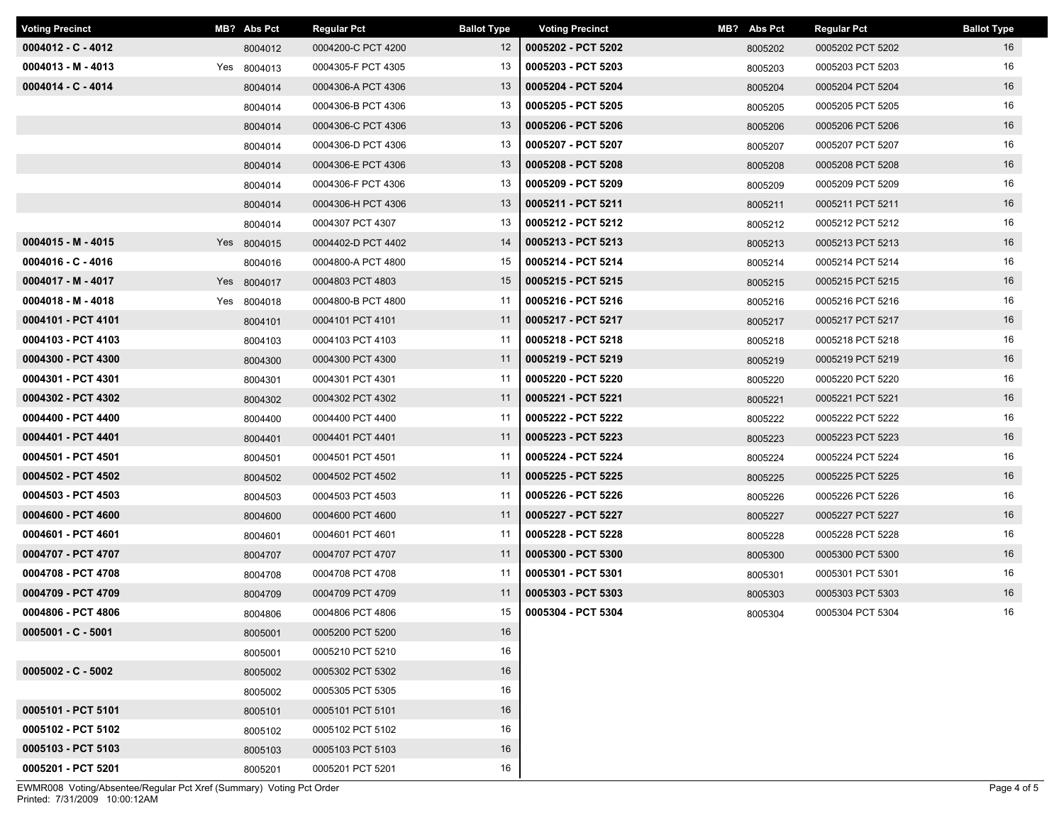| Voting Precinct | MB? | Abs Pct | Regular Pct | Ballot Type |
|---|---|---|---|---|
| 0004012 - C - 4012 | | 8004012 | 0004200-C PCT 4200 | 12 |
| 0004013 - M - 4013 | Yes | 8004013 | 0004305-F PCT 4305 | 13 |
| 0004014 - C - 4014 | | 8004014 | 0004306-A PCT 4306 | 13 |
| | | 8004014 | 0004306-B PCT 4306 | 13 |
| | | 8004014 | 0004306-C PCT 4306 | 13 |
| | | 8004014 | 0004306-D PCT 4306 | 13 |
| | | 8004014 | 0004306-E PCT 4306 | 13 |
| | | 8004014 | 0004306-F PCT 4306 | 13 |
| | | 8004014 | 0004306-H PCT 4306 | 13 |
| | | 8004014 | 0004307 PCT 4307 | 13 |
| 0004015 - M - 4015 | Yes | 8004015 | 0004402-D PCT 4402 | 14 |
| 0004016 - C - 4016 | | 8004016 | 0004800-A PCT 4800 | 15 |
| 0004017 - M - 4017 | Yes | 8004017 | 0004803 PCT 4803 | 15 |
| 0004018 - M - 4018 | Yes | 8004018 | 0004800-B PCT 4800 | 11 |
| 0004101 - PCT 4101 | | 8004101 | 0004101 PCT 4101 | 11 |
| 0004103 - PCT 4103 | | 8004103 | 0004103 PCT 4103 | 11 |
| 0004300 - PCT 4300 | | 8004300 | 0004300 PCT 4300 | 11 |
| 0004301 - PCT 4301 | | 8004301 | 0004301 PCT 4301 | 11 |
| 0004302 - PCT 4302 | | 8004302 | 0004302 PCT 4302 | 11 |
| 0004400 - PCT 4400 | | 8004400 | 0004400 PCT 4400 | 11 |
| 0004401 - PCT 4401 | | 8004401 | 0004401 PCT 4401 | 11 |
| 0004501 - PCT 4501 | | 8004501 | 0004501 PCT 4501 | 11 |
| 0004502 - PCT 4502 | | 8004502 | 0004502 PCT 4502 | 11 |
| 0004503 - PCT 4503 | | 8004503 | 0004503 PCT 4503 | 11 |
| 0004600 - PCT 4600 | | 8004600 | 0004600 PCT 4600 | 11 |
| 0004601 - PCT 4601 | | 8004601 | 0004601 PCT 4601 | 11 |
| 0004707 - PCT 4707 | | 8004707 | 0004707 PCT 4707 | 11 |
| 0004708 - PCT 4708 | | 8004708 | 0004708 PCT 4708 | 11 |
| 0004709 - PCT 4709 | | 8004709 | 0004709 PCT 4709 | 11 |
| 0004806 - PCT 4806 | | 8004806 | 0004806 PCT 4806 | 15 |
| 0005001 - C - 5001 | | 8005001 | 0005200 PCT 5200 | 16 |
| | | 8005001 | 0005210 PCT 5210 | 16 |
| 0005002 - C - 5002 | | 8005002 | 0005302 PCT 5302 | 16 |
| | | 8005002 | 0005305 PCT 5305 | 16 |
| 0005101 - PCT 5101 | | 8005101 | 0005101 PCT 5101 | 16 |
| 0005102 - PCT 5102 | | 8005102 | 0005102 PCT 5102 | 16 |
| 0005103 - PCT 5103 | | 8005103 | 0005103 PCT 5103 | 16 |
| 0005201 - PCT 5201 | | 8005201 | 0005201 PCT 5201 | 16 |
| 0005202 - PCT 5202 | | 8005202 | 0005202 PCT 5202 | 16 |
| 0005203 - PCT 5203 | | 8005203 | 0005203 PCT 5203 | 16 |
| 0005204 - PCT 5204 | | 8005204 | 0005204 PCT 5204 | 16 |
| 0005205 - PCT 5205 | | 8005205 | 0005205 PCT 5205 | 16 |
| 0005206 - PCT 5206 | | 8005206 | 0005206 PCT 5206 | 16 |
| 0005207 - PCT 5207 | | 8005207 | 0005207 PCT 5207 | 16 |
| 0005208 - PCT 5208 | | 8005208 | 0005208 PCT 5208 | 16 |
| 0005209 - PCT 5209 | | 8005209 | 0005209 PCT 5209 | 16 |
| 0005211 - PCT 5211 | | 8005211 | 0005211 PCT 5211 | 16 |
| 0005212 - PCT 5212 | | 8005212 | 0005212 PCT 5212 | 16 |
| 0005213 - PCT 5213 | | 8005213 | 0005213 PCT 5213 | 16 |
| 0005214 - PCT 5214 | | 8005214 | 0005214 PCT 5214 | 16 |
| 0005215 - PCT 5215 | | 8005215 | 0005215 PCT 5215 | 16 |
| 0005216 - PCT 5216 | | 8005216 | 0005216 PCT 5216 | 16 |
| 0005217 - PCT 5217 | | 8005217 | 0005217 PCT 5217 | 16 |
| 0005218 - PCT 5218 | | 8005218 | 0005218 PCT 5218 | 16 |
| 0005219 - PCT 5219 | | 8005219 | 0005219 PCT 5219 | 16 |
| 0005220 - PCT 5220 | | 8005220 | 0005220 PCT 5220 | 16 |
| 0005221 - PCT 5221 | | 8005221 | 0005221 PCT 5221 | 16 |
| 0005222 - PCT 5222 | | 8005222 | 0005222 PCT 5222 | 16 |
| 0005223 - PCT 5223 | | 8005223 | 0005223 PCT 5223 | 16 |
| 0005224 - PCT 5224 | | 8005224 | 0005224 PCT 5224 | 16 |
| 0005225 - PCT 5225 | | 8005225 | 0005225 PCT 5225 | 16 |
| 0005226 - PCT 5226 | | 8005226 | 0005226 PCT 5226 | 16 |
| 0005227 - PCT 5227 | | 8005227 | 0005227 PCT 5227 | 16 |
| 0005228 - PCT 5228 | | 8005228 | 0005228 PCT 5228 | 16 |
| 0005300 - PCT 5300 | | 8005300 | 0005300 PCT 5300 | 16 |
| 0005301 - PCT 5301 | | 8005301 | 0005301 PCT 5301 | 16 |
| 0005303 - PCT 5303 | | 8005303 | 0005303 PCT 5303 | 16 |
| 0005304 - PCT 5304 | | 8005304 | 0005304 PCT 5304 | 16 |

EWMR008 Voting/Absentee/Regular Pct Xref (Summary) Voting Pct Order
Printed: 7/31/2009 10:00:12AM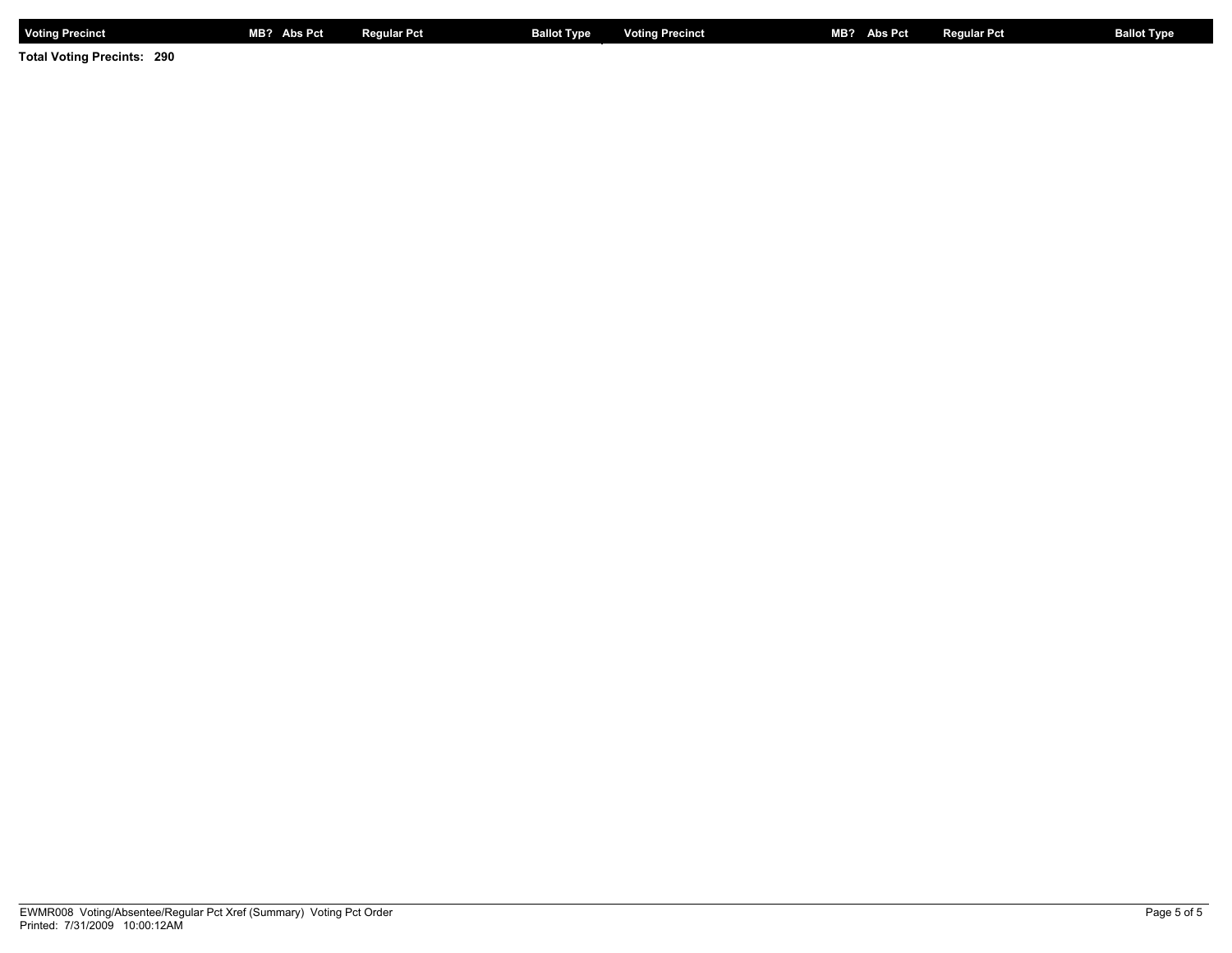| Voting Precinct | MB? | Abs Pct | Regular Pct | Ballot Type | Voting Precinct | MB? | Abs Pct | Regular Pct | Ballot Type |
|---|---|---|---|---|---|---|---|---|---|

**Total Voting Precints: 290**

EWMR008 Voting/Absentee/Regular Pct Xref (Summary) Voting Pct Order
Printed: 7/31/2009 10:00:12AM